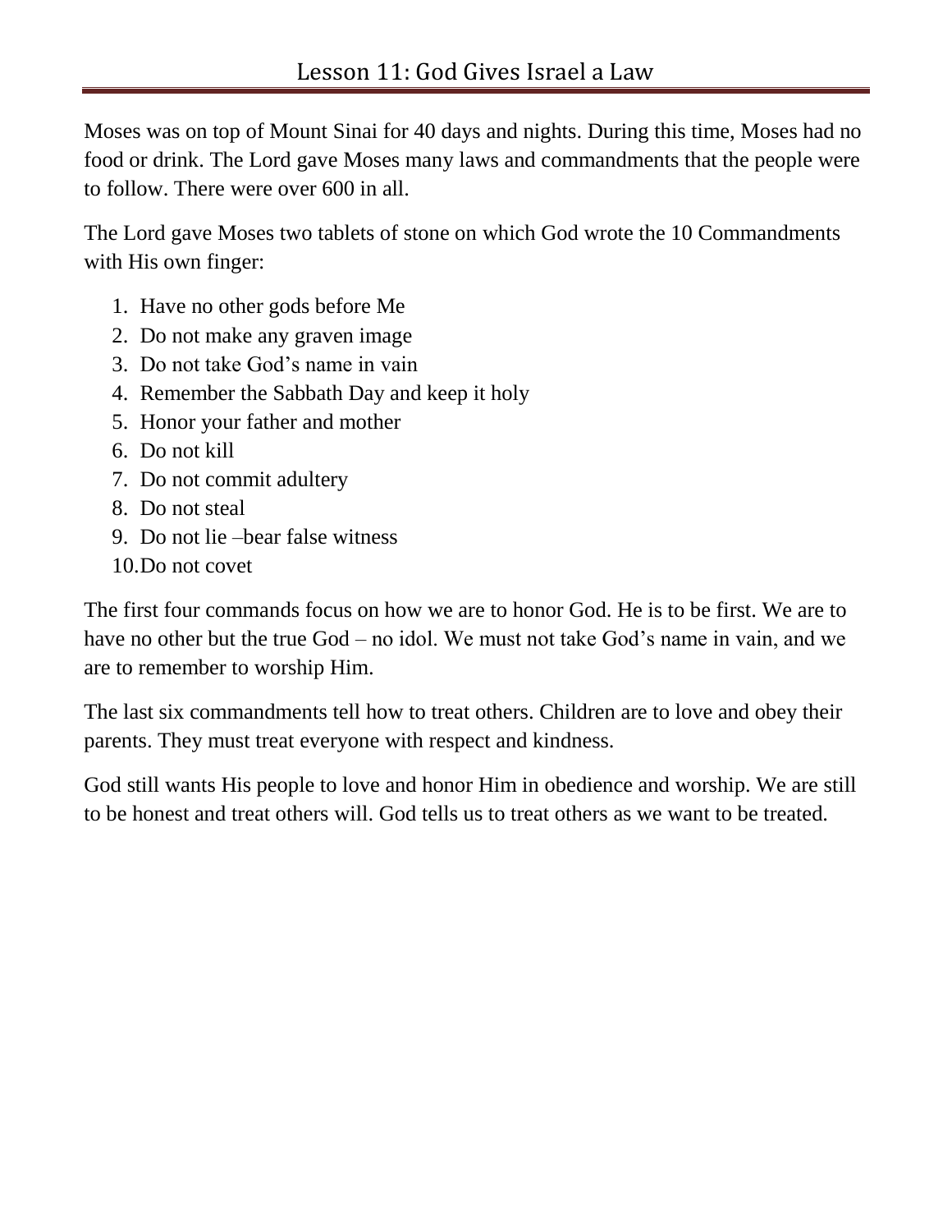# Lesson 11: God Gives Israel a Law

Moses was on top of Mount Sinai for 40 days and nights. During this time, Moses had no food or drink. The Lord gave Moses many laws and commandments that the people were to follow. There were over 600 in all.

The Lord gave Moses two tablets of stone on which God wrote the 10 Commandments with His own finger:

1. Have no other gods before Me
2. Do not make any graven image
3. Do not take God's name in vain
4. Remember the Sabbath Day and keep it holy
5. Honor your father and mother
6. Do not kill
7. Do not commit adultery
8. Do not steal
9. Do not lie –bear false witness
10. Do not covet

The first four commands focus on how we are to honor God. He is to be first. We are to have no other but the true God – no idol. We must not take God's name in vain, and we are to remember to worship Him.

The last six commandments tell how to treat others. Children are to love and obey their parents. They must treat everyone with respect and kindness.

God still wants His people to love and honor Him in obedience and worship. We are still to be honest and treat others will. God tells us to treat others as we want to be treated.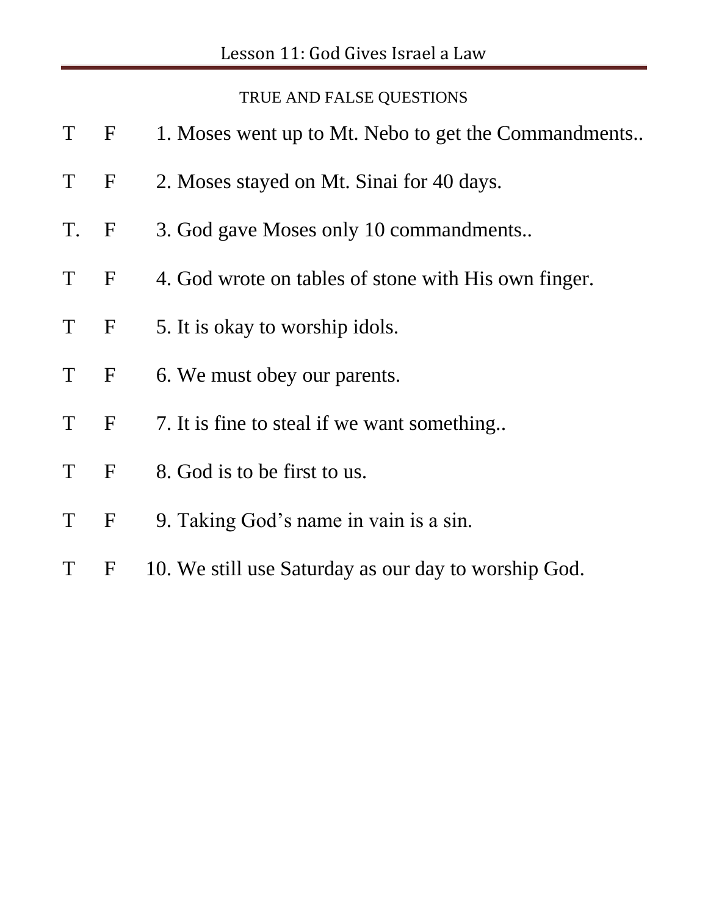# Lesson 11: God Gives Israel a Law

TRUE AND FALSE QUESTIONS

T F 1. Moses went up to Mt. Nebo to get the Commandments..

T F 2. Moses stayed on Mt. Sinai for 40 days.

T. F 3. God gave Moses only 10 commandments..

T F 4. God wrote on tables of stone with His own finger.

T F 5. It is okay to worship idols.

T F 6. We must obey our parents.

T F 7. It is fine to steal if we want something..

T F 8. God is to be first to us.

T F 9. Taking God's name in vain is a sin.

T F 10. We still use Saturday as our day to worship God.